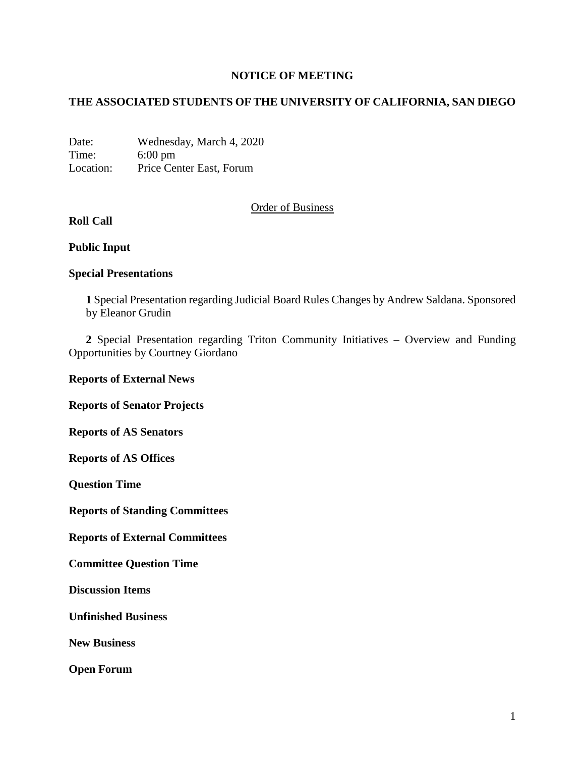# NOTICE OF MEETING

## THE ASSOCIATED STUDENTS OF THE UNIVERSITY OF CALIFORNIA, SAN DIEGO

Date: Wednesday, March 4, 2020
Time: 6:00 pm
Location: Price Center East, Forum

Order of Business

**Roll Call**

**Public Input**

**Special Presentations**

**1** Special Presentation regarding Judicial Board Rules Changes by Andrew Saldana. Sponsored by Eleanor Grudin

**2** Special Presentation regarding Triton Community Initiatives – Overview and Funding Opportunities by Courtney Giordano

**Reports of External News**

**Reports of Senator Projects**

**Reports of AS Senators**

**Reports of AS Offices**

**Question Time**

**Reports of Standing Committees**

**Reports of External Committees**

**Committee Question Time**

**Discussion Items**

**Unfinished Business**

**New Business**

**Open Forum**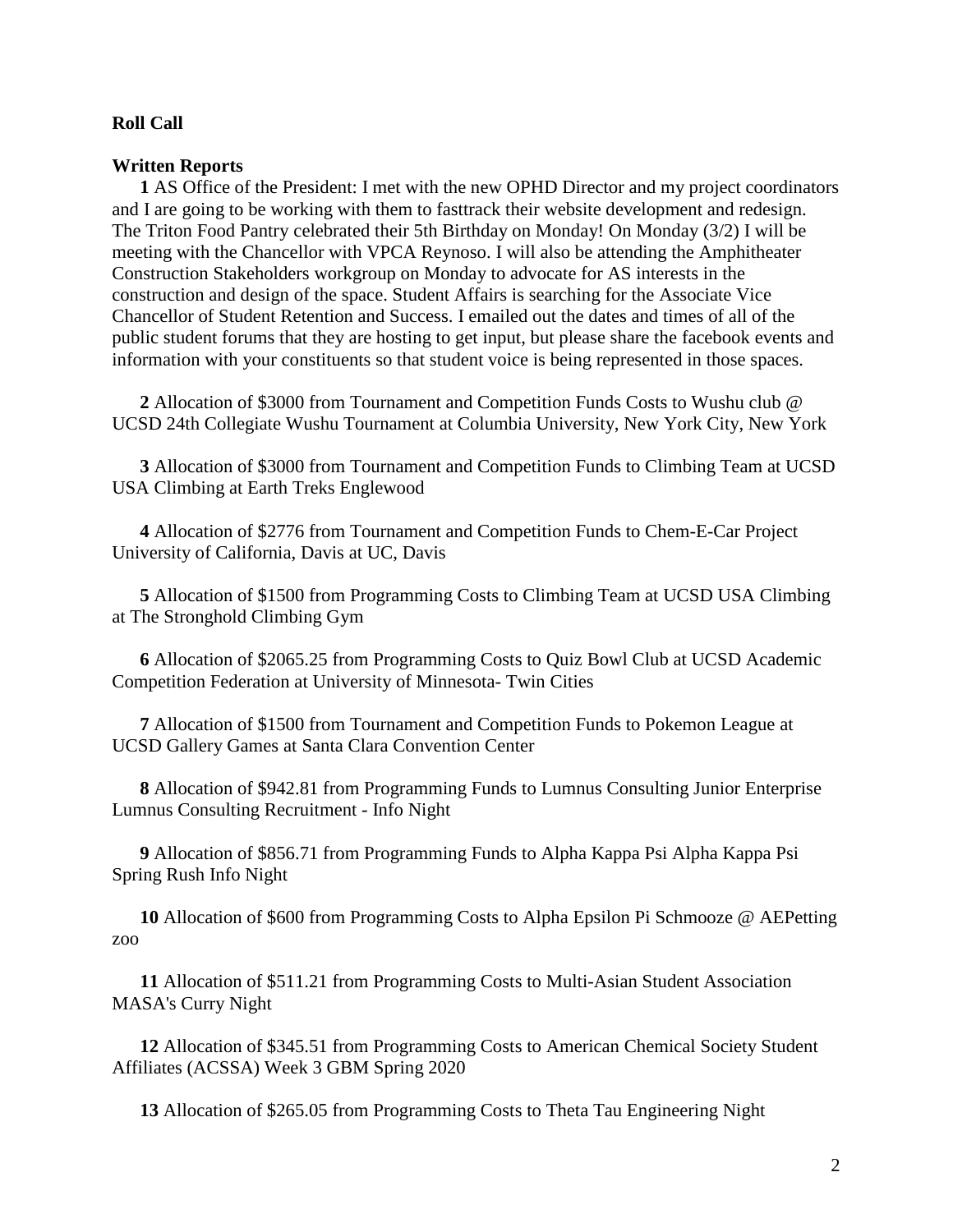**Roll Call**

**Written Reports**

**1** AS Office of the President: I met with the new OPHD Director and my project coordinators and I are going to be working with them to fasttrack their website development and redesign. The Triton Food Pantry celebrated their 5th Birthday on Monday! On Monday (3/2) I will be meeting with the Chancellor with VPCA Reynoso. I will also be attending the Amphitheater Construction Stakeholders workgroup on Monday to advocate for AS interests in the construction and design of the space. Student Affairs is searching for the Associate Vice Chancellor of Student Retention and Success. I emailed out the dates and times of all of the public student forums that they are hosting to get input, but please share the facebook events and information with your constituents so that student voice is being represented in those spaces.

**2** Allocation of $3000 from Tournament and Competition Funds Costs to Wushu club @ UCSD 24th Collegiate Wushu Tournament at Columbia University, New York City, New York

**3** Allocation of $3000 from Tournament and Competition Funds to Climbing Team at UCSD USA Climbing at Earth Treks Englewood

**4** Allocation of $2776 from Tournament and Competition Funds to Chem-E-Car Project University of California, Davis at UC, Davis

**5** Allocation of $1500 from Programming Costs to Climbing Team at UCSD USA Climbing at The Stronghold Climbing Gym

**6** Allocation of $2065.25 from Programming Costs to Quiz Bowl Club at UCSD Academic Competition Federation at University of Minnesota- Twin Cities

**7** Allocation of $1500 from Tournament and Competition Funds to Pokemon League at UCSD Gallery Games at Santa Clara Convention Center

**8** Allocation of $942.81 from Programming Funds to Lumnus Consulting Junior Enterprise Lumnus Consulting Recruitment - Info Night

**9** Allocation of $856.71 from Programming Funds to Alpha Kappa Psi Alpha Kappa Psi Spring Rush Info Night

**10** Allocation of $600 from Programming Costs to Alpha Epsilon Pi Schmooze @ AEPetting zoo

**11** Allocation of $511.21 from Programming Costs to Multi-Asian Student Association MASA's Curry Night

**12** Allocation of $345.51 from Programming Costs to American Chemical Society Student Affiliates (ACSSA) Week 3 GBM Spring 2020

**13** Allocation of $265.05 from Programming Costs to Theta Tau Engineering Night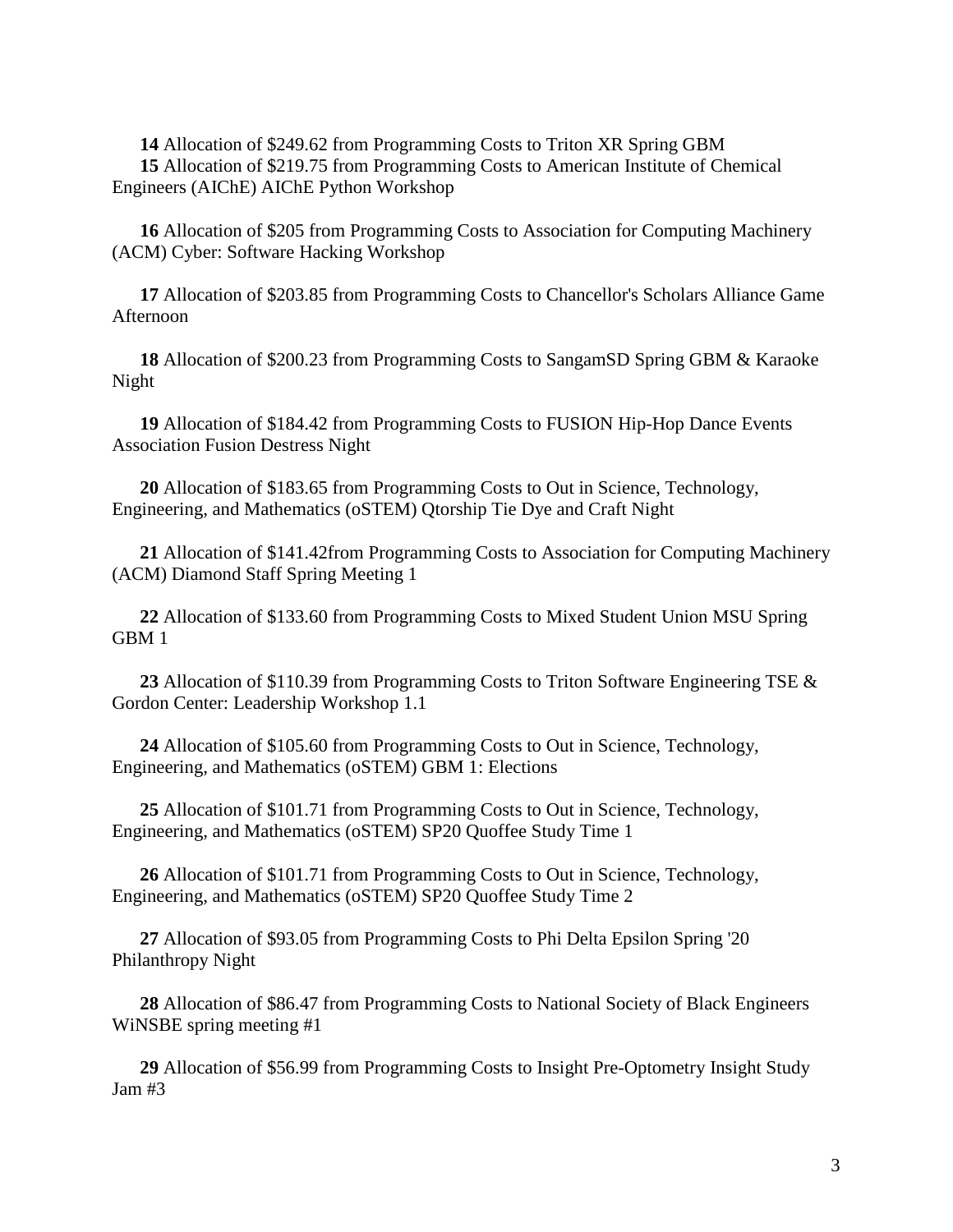**14** Allocation of $249.62 from Programming Costs to Triton XR Spring GBM

**15** Allocation of $219.75 from Programming Costs to American Institute of Chemical Engineers (AIChE) AIChE Python Workshop

**16** Allocation of $205 from Programming Costs to Association for Computing Machinery (ACM) Cyber: Software Hacking Workshop

**17** Allocation of $203.85 from Programming Costs to Chancellor's Scholars Alliance Game Afternoon

**18** Allocation of $200.23 from Programming Costs to SangamSD Spring GBM & Karaoke Night

**19** Allocation of $184.42 from Programming Costs to FUSION Hip-Hop Dance Events Association Fusion Destress Night

**20** Allocation of $183.65 from Programming Costs to Out in Science, Technology, Engineering, and Mathematics (oSTEM) Qtorship Tie Dye and Craft Night

**21** Allocation of $141.42from Programming Costs to Association for Computing Machinery (ACM) Diamond Staff Spring Meeting 1

**22** Allocation of $133.60 from Programming Costs to Mixed Student Union MSU Spring GBM 1

**23** Allocation of $110.39 from Programming Costs to Triton Software Engineering TSE & Gordon Center: Leadership Workshop 1.1

**24** Allocation of $105.60 from Programming Costs to Out in Science, Technology, Engineering, and Mathematics (oSTEM) GBM 1: Elections

**25** Allocation of $101.71 from Programming Costs to Out in Science, Technology, Engineering, and Mathematics (oSTEM) SP20 Quoffee Study Time 1

**26** Allocation of $101.71 from Programming Costs to Out in Science, Technology, Engineering, and Mathematics (oSTEM) SP20 Quoffee Study Time 2

**27** Allocation of $93.05 from Programming Costs to Phi Delta Epsilon Spring '20 Philanthropy Night

**28** Allocation of $86.47 from Programming Costs to National Society of Black Engineers WiNSBE spring meeting #1

**29** Allocation of $56.99 from Programming Costs to Insight Pre-Optometry Insight Study Jam #3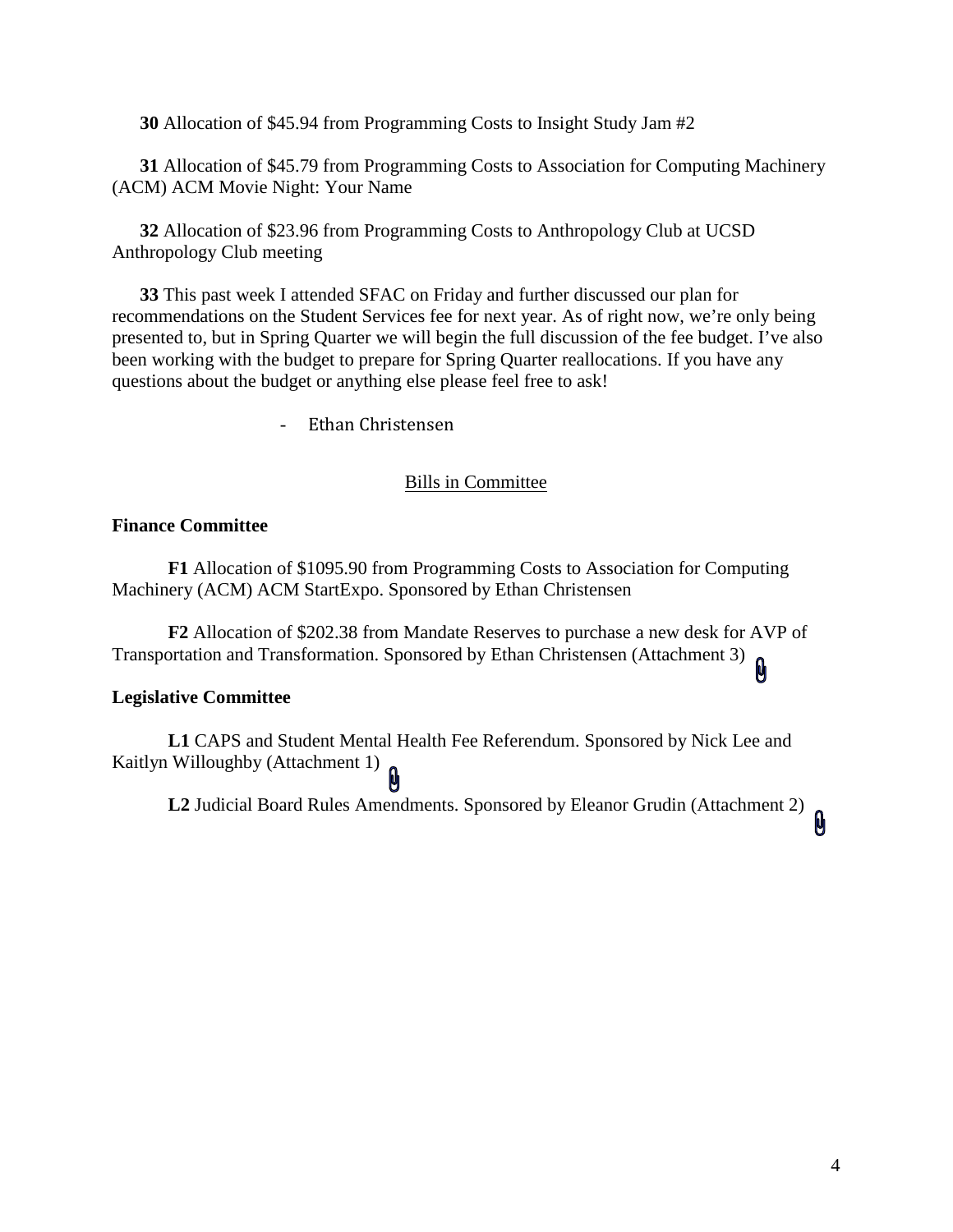**30** Allocation of $45.94 from Programming Costs to Insight Study Jam #2

**31** Allocation of $45.79 from Programming Costs to Association for Computing Machinery (ACM) ACM Movie Night: Your Name

**32** Allocation of $23.96 from Programming Costs to Anthropology Club at UCSD Anthropology Club meeting

**33** This past week I attended SFAC on Friday and further discussed our plan for recommendations on the Student Services fee for next year. As of right now, we're only being presented to, but in Spring Quarter we will begin the full discussion of the fee budget. I've also been working with the budget to prepare for Spring Quarter reallocations. If you have any questions about the budget or anything else please feel free to ask!

- Ethan Christensen

## Bills in Committee

**Finance Committee**

**F1** Allocation of $1095.90 from Programming Costs to Association for Computing Machinery (ACM) ACM StartExpo. Sponsored by Ethan Christensen

**F2** Allocation of $202.38 from Mandate Reserves to purchase a new desk for AVP of Transportation and Transformation. Sponsored by Ethan Christensen (Attachment 3)

**Legislative Committee**

**L1** CAPS and Student Mental Health Fee Referendum. Sponsored by Nick Lee and Kaitlyn Willoughby (Attachment 1)

**L2** Judicial Board Rules Amendments. Sponsored by Eleanor Grudin (Attachment 2)